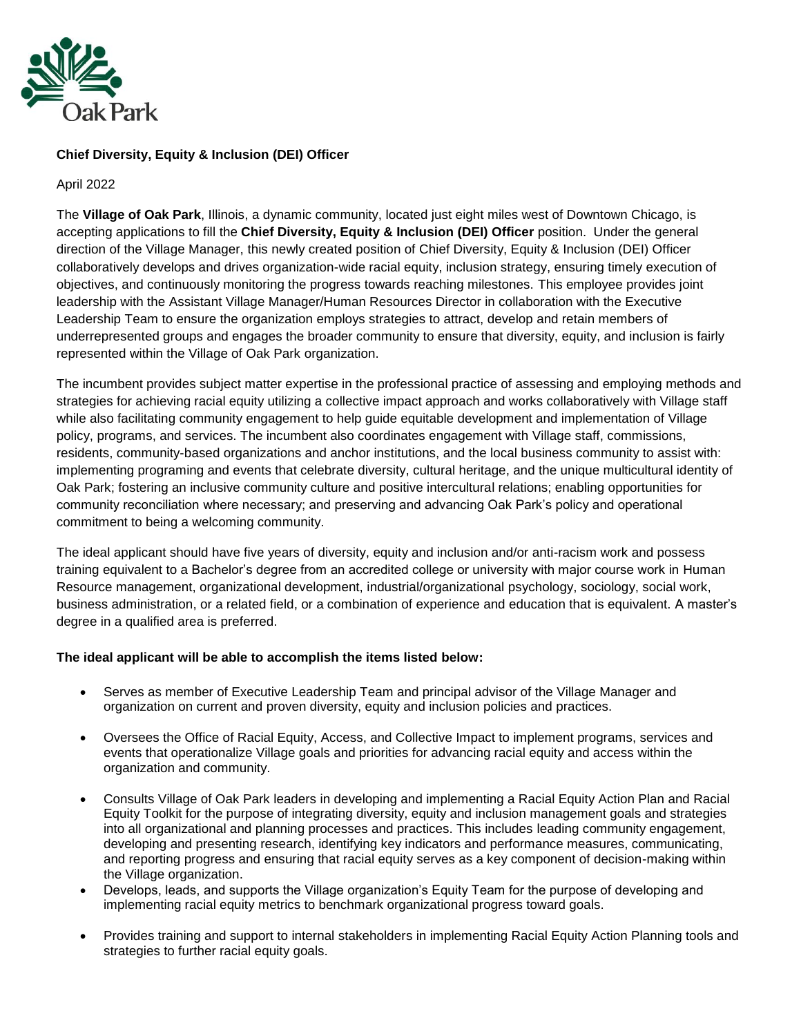Oak Park

**Chief Diversity, Equity & Inclusion (DEI) Officer**

April 2022

The **Village of Oak Park**, Illinois, a dynamic community, located just eight miles west of Downtown Chicago, is accepting applications to fill the **Chief Diversity, Equity & Inclusion (DEI) Officer** position. Under the general direction of the Village Manager, this newly created position of Chief Diversity, Equity & Inclusion (DEI) Officer collaboratively develops and drives organization-wide racial equity, inclusion strategy, ensuring timely execution of objectives, and continuously monitoring the progress towards reaching milestones. This employee provides joint leadership with the Assistant Village Manager/Human Resources Director in collaboration with the Executive Leadership Team to ensure the organization employs strategies to attract, develop and retain members of underrepresented groups and engages the broader community to ensure that diversity, equity, and inclusion is fairly represented within the Village of Oak Park organization.

The incumbent provides subject matter expertise in the professional practice of assessing and employing methods and strategies for achieving racial equity utilizing a collective impact approach and works collaboratively with Village staff while also facilitating community engagement to help guide equitable development and implementation of Village policy, programs, and services. The incumbent also coordinates engagement with Village staff, commissions, residents, community-based organizations and anchor institutions, and the local business community to assist with: implementing programing and events that celebrate diversity, cultural heritage, and the unique multicultural identity of Oak Park; fostering an inclusive community culture and positive intercultural relations; enabling opportunities for community reconciliation where necessary; and preserving and advancing Oak Park's policy and operational commitment to being a welcoming community.

The ideal applicant should have five years of diversity, equity and inclusion and/or anti-racism work and possess training equivalent to a Bachelor's degree from an accredited college or university with major course work in Human Resource management, organizational development, industrial/organizational psychology, sociology, social work, business administration, or a related field, or a combination of experience and education that is equivalent. A master's degree in a qualified area is preferred.

**The ideal applicant will be able to accomplish the items listed below:**

- Serves as member of Executive Leadership Team and principal advisor of the Village Manager and organization on current and proven diversity, equity and inclusion policies and practices.
- Oversees the Office of Racial Equity, Access, and Collective Impact to implement programs, services and events that operationalize Village goals and priorities for advancing racial equity and access within the organization and community.
- Consults Village of Oak Park leaders in developing and implementing a Racial Equity Action Plan and Racial Equity Toolkit for the purpose of integrating diversity, equity and inclusion management goals and strategies into all organizational and planning processes and practices. This includes leading community engagement, developing and presenting research, identifying key indicators and performance measures, communicating, and reporting progress and ensuring that racial equity serves as a key component of decision-making within the Village organization.
- Develops, leads, and supports the Village organization's Equity Team for the purpose of developing and implementing racial equity metrics to benchmark organizational progress toward goals.
- Provides training and support to internal stakeholders in implementing Racial Equity Action Planning tools and strategies to further racial equity goals.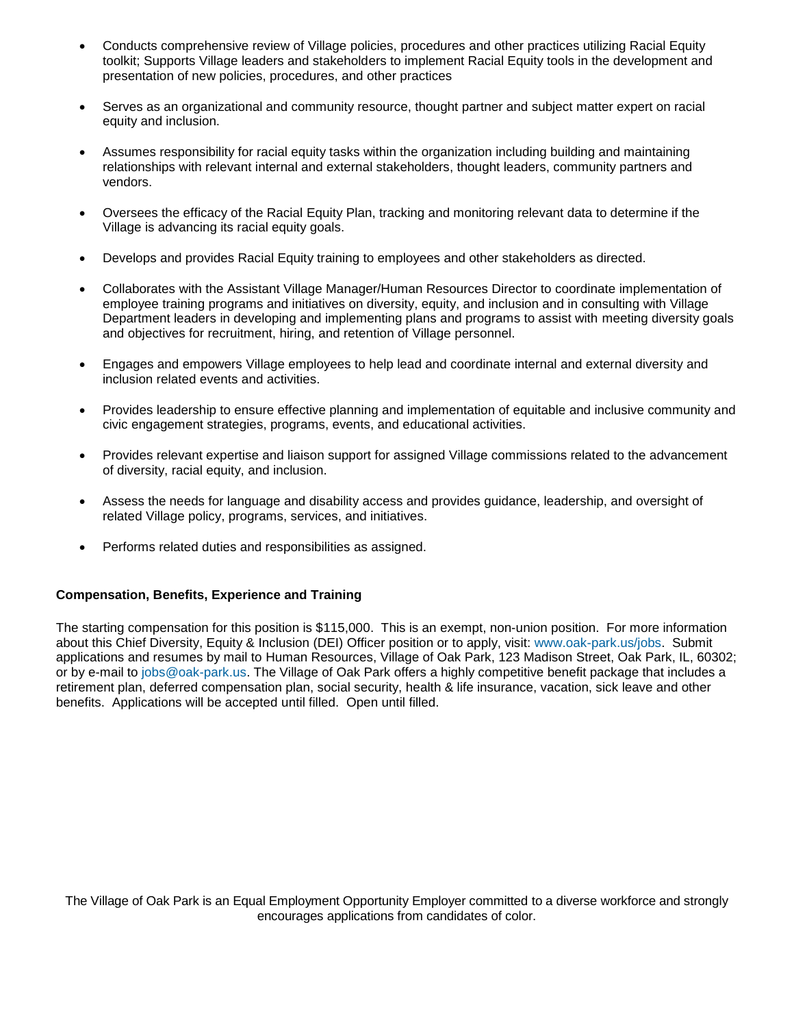- Conducts comprehensive review of Village policies, procedures and other practices utilizing Racial Equity toolkit; Supports Village leaders and stakeholders to implement Racial Equity tools in the development and presentation of new policies, procedures, and other practices

- Serves as an organizational and community resource, thought partner and subject matter expert on racial equity and inclusion.

- Assumes responsibility for racial equity tasks within the organization including building and maintaining relationships with relevant internal and external stakeholders, thought leaders, community partners and vendors.

- Oversees the efficacy of the Racial Equity Plan, tracking and monitoring relevant data to determine if the Village is advancing its racial equity goals.

- Develops and provides Racial Equity training to employees and other stakeholders as directed.

- Collaborates with the Assistant Village Manager/Human Resources Director to coordinate implementation of employee training programs and initiatives on diversity, equity, and inclusion and in consulting with Village Department leaders in developing and implementing plans and programs to assist with meeting diversity goals and objectives for recruitment, hiring, and retention of Village personnel.

- Engages and empowers Village employees to help lead and coordinate internal and external diversity and inclusion related events and activities.

- Provides leadership to ensure effective planning and implementation of equitable and inclusive community and civic engagement strategies, programs, events, and educational activities.

- Provides relevant expertise and liaison support for assigned Village commissions related to the advancement of diversity, racial equity, and inclusion.

- Assess the needs for language and disability access and provides guidance, leadership, and oversight of related Village policy, programs, services, and initiatives.

- Performs related duties and responsibilities as assigned.

**Compensation, Benefits, Experience and Training**

The starting compensation for this position is $115,000. This is an exempt, non-union position. For more information about this Chief Diversity, Equity & Inclusion (DEI) Officer position or to apply, visit: www.oak-park.us/jobs. Submit applications and resumes by mail to Human Resources, Village of Oak Park, 123 Madison Street, Oak Park, IL, 60302; or by e-mail to jobs@oak-park.us. The Village of Oak Park offers a highly competitive benefit package that includes a retirement plan, deferred compensation plan, social security, health & life insurance, vacation, sick leave and other benefits. Applications will be accepted until filled. Open until filled.

The Village of Oak Park is an Equal Employment Opportunity Employer committed to a diverse workforce and strongly encourages applications from candidates of color.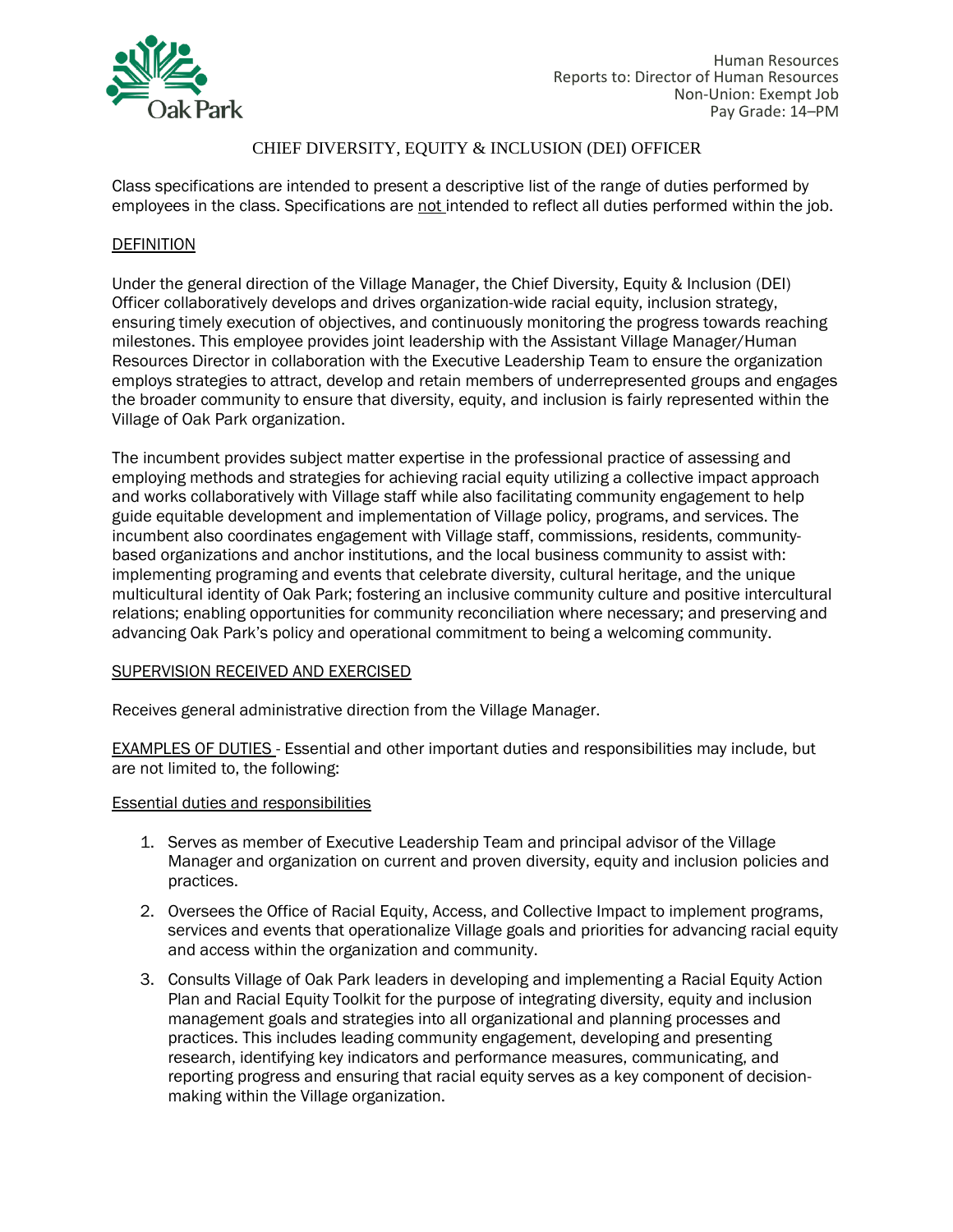Human Resources
Reports to: Director of Human Resources
Non-Union: Exempt Job
Pay Grade: 14–PM

# CHIEF DIVERSITY, EQUITY & INCLUSION (DEI) OFFICER

Class specifications are intended to present a descriptive list of the range of duties performed by employees in the class. Specifications are not intended to reflect all duties performed within the job.

## DEFINITION

Under the general direction of the Village Manager, the Chief Diversity, Equity & Inclusion (DEI) Officer collaboratively develops and drives organization-wide racial equity, inclusion strategy, ensuring timely execution of objectives, and continuously monitoring the progress towards reaching milestones. This employee provides joint leadership with the Assistant Village Manager/Human Resources Director in collaboration with the Executive Leadership Team to ensure the organization employs strategies to attract, develop and retain members of underrepresented groups and engages the broader community to ensure that diversity, equity, and inclusion is fairly represented within the Village of Oak Park organization.

The incumbent provides subject matter expertise in the professional practice of assessing and employing methods and strategies for achieving racial equity utilizing a collective impact approach and works collaboratively with Village staff while also facilitating community engagement to help guide equitable development and implementation of Village policy, programs, and services. The incumbent also coordinates engagement with Village staff, commissions, residents, community-based organizations and anchor institutions, and the local business community to assist with: implementing programing and events that celebrate diversity, cultural heritage, and the unique multicultural identity of Oak Park; fostering an inclusive community culture and positive intercultural relations; enabling opportunities for community reconciliation where necessary; and preserving and advancing Oak Park's policy and operational commitment to being a welcoming community.

## SUPERVISION RECEIVED AND EXERCISED

Receives general administrative direction from the Village Manager.

EXAMPLES OF DUTIES - Essential and other important duties and responsibilities may include, but are not limited to, the following:

### Essential duties and responsibilities

1. Serves as member of Executive Leadership Team and principal advisor of the Village Manager and organization on current and proven diversity, equity and inclusion policies and practices.
2. Oversees the Office of Racial Equity, Access, and Collective Impact to implement programs, services and events that operationalize Village goals and priorities for advancing racial equity and access within the organization and community.
3. Consults Village of Oak Park leaders in developing and implementing a Racial Equity Action Plan and Racial Equity Toolkit for the purpose of integrating diversity, equity and inclusion management goals and strategies into all organizational and planning processes and practices. This includes leading community engagement, developing and presenting research, identifying key indicators and performance measures, communicating, and reporting progress and ensuring that racial equity serves as a key component of decision-making within the Village organization.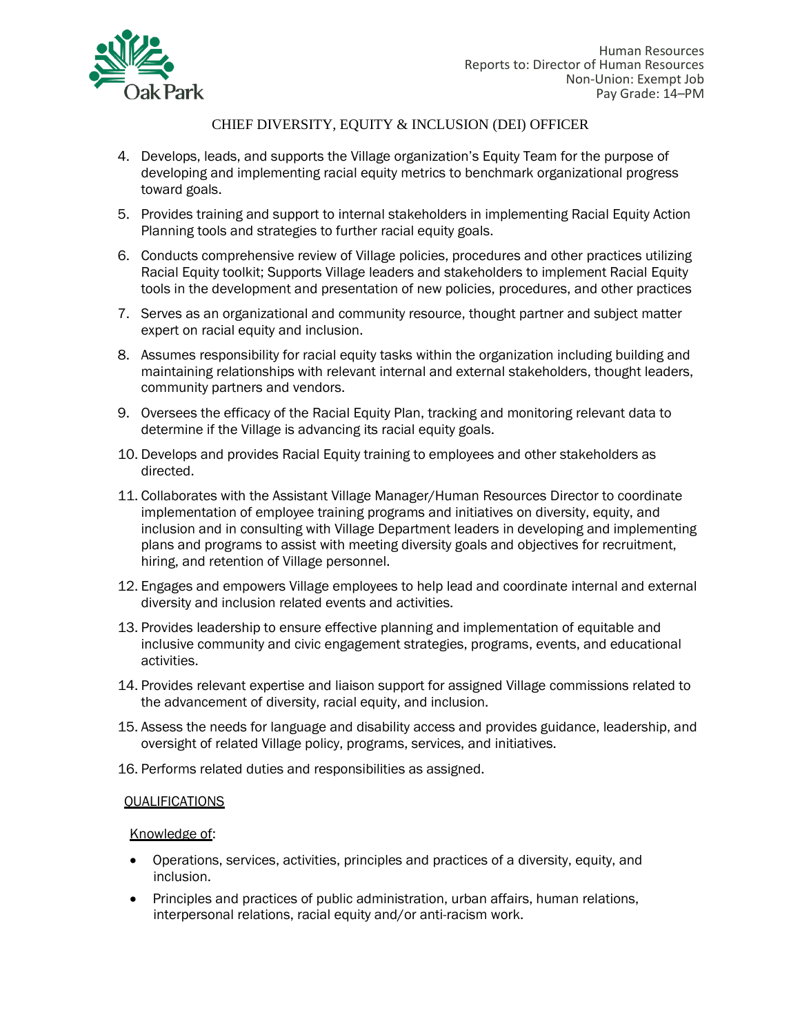4. Develops, leads, and supports the Village organization's Equity Team for the purpose of developing and implementing racial equity metrics to benchmark organizational progress toward goals.
5. Provides training and support to internal stakeholders in implementing Racial Equity Action Planning tools and strategies to further racial equity goals.
6. Conducts comprehensive review of Village policies, procedures and other practices utilizing Racial Equity toolkit; Supports Village leaders and stakeholders to implement Racial Equity tools in the development and presentation of new policies, procedures, and other practices
7. Serves as an organizational and community resource, thought partner and subject matter expert on racial equity and inclusion.
8. Assumes responsibility for racial equity tasks within the organization including building and maintaining relationships with relevant internal and external stakeholders, thought leaders, community partners and vendors.
9. Oversees the efficacy of the Racial Equity Plan, tracking and monitoring relevant data to determine if the Village is advancing its racial equity goals.
10. Develops and provides Racial Equity training to employees and other stakeholders as directed.
11. Collaborates with the Assistant Village Manager/Human Resources Director to coordinate implementation of employee training programs and initiatives on diversity, equity, and inclusion and in consulting with Village Department leaders in developing and implementing plans and programs to assist with meeting diversity goals and objectives for recruitment, hiring, and retention of Village personnel.
12. Engages and empowers Village employees to help lead and coordinate internal and external diversity and inclusion related events and activities.
13. Provides leadership to ensure effective planning and implementation of equitable and inclusive community and civic engagement strategies, programs, events, and educational activities.
14. Provides relevant expertise and liaison support for assigned Village commissions related to the advancement of diversity, racial equity, and inclusion.
15. Assess the needs for language and disability access and provides guidance, leadership, and oversight of related Village policy, programs, services, and initiatives.
16. Performs related duties and responsibilities as assigned.

## QUALIFICATIONS

Knowledge of:

- Operations, services, activities, principles and practices of a diversity, equity, and inclusion.
- Principles and practices of public administration, urban affairs, human relations, interpersonal relations, racial equity and/or anti-racism work.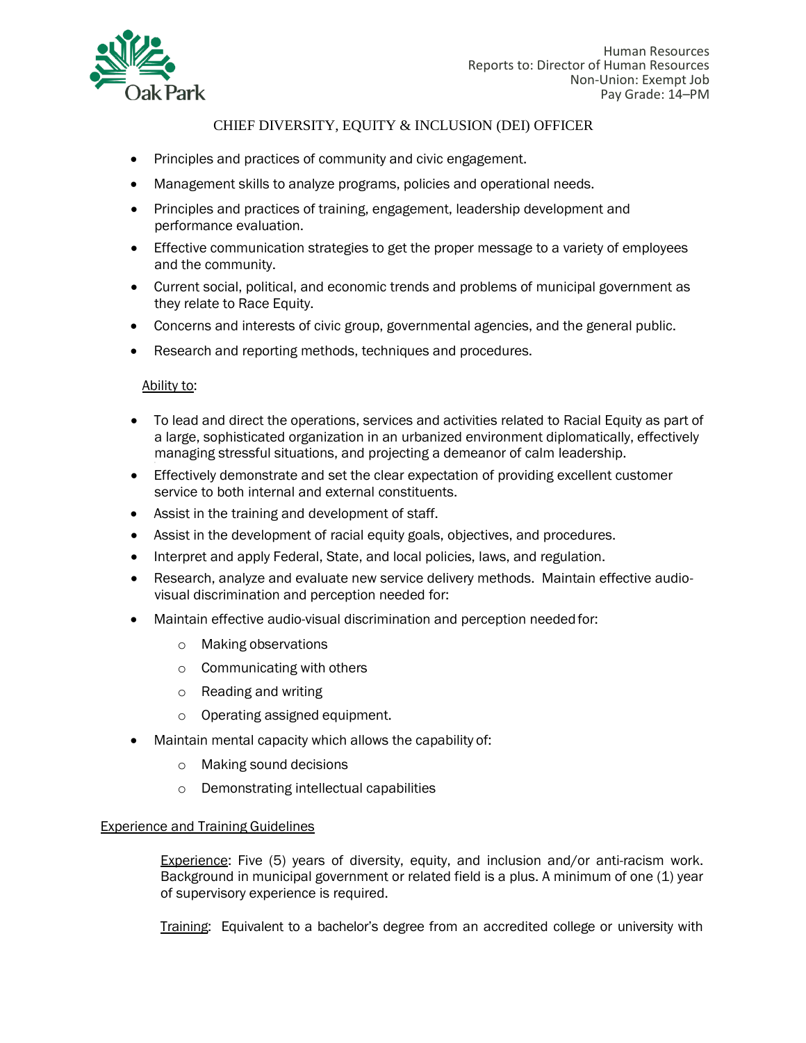- Principles and practices of community and civic engagement.
- Management skills to analyze programs, policies and operational needs.
- Principles and practices of training, engagement, leadership development and performance evaluation.
- Effective communication strategies to get the proper message to a variety of employees and the community.
- Current social, political, and economic trends and problems of municipal government as they relate to Race Equity.
- Concerns and interests of civic group, governmental agencies, and the general public.
- Research and reporting methods, techniques and procedures.

Ability to:

- To lead and direct the operations, services and activities related to Racial Equity as part of a large, sophisticated organization in an urbanized environment diplomatically, effectively managing stressful situations, and projecting a demeanor of calm leadership.
- Effectively demonstrate and set the clear expectation of providing excellent customer service to both internal and external constituents.
- Assist in the training and development of staff.
- Assist in the development of racial equity goals, objectives, and procedures.
- Interpret and apply Federal, State, and local policies, laws, and regulation.
- Research, analyze and evaluate new service delivery methods. Maintain effective audio-visual discrimination and perception needed for:
- Maintain effective audio-visual discrimination and perception needed for:
  - Making observations
  - Communicating with others
  - Reading and writing
  - Operating assigned equipment.
- Maintain mental capacity which allows the capability of:
  - Making sound decisions
  - Demonstrating intellectual capabilities

## Experience and Training Guidelines

Experience: Five (5) years of diversity, equity, and inclusion and/or anti-racism work. Background in municipal government or related field is a plus. A minimum of one (1) year of supervisory experience is required.

Training: Equivalent to a bachelor's degree from an accredited college or university with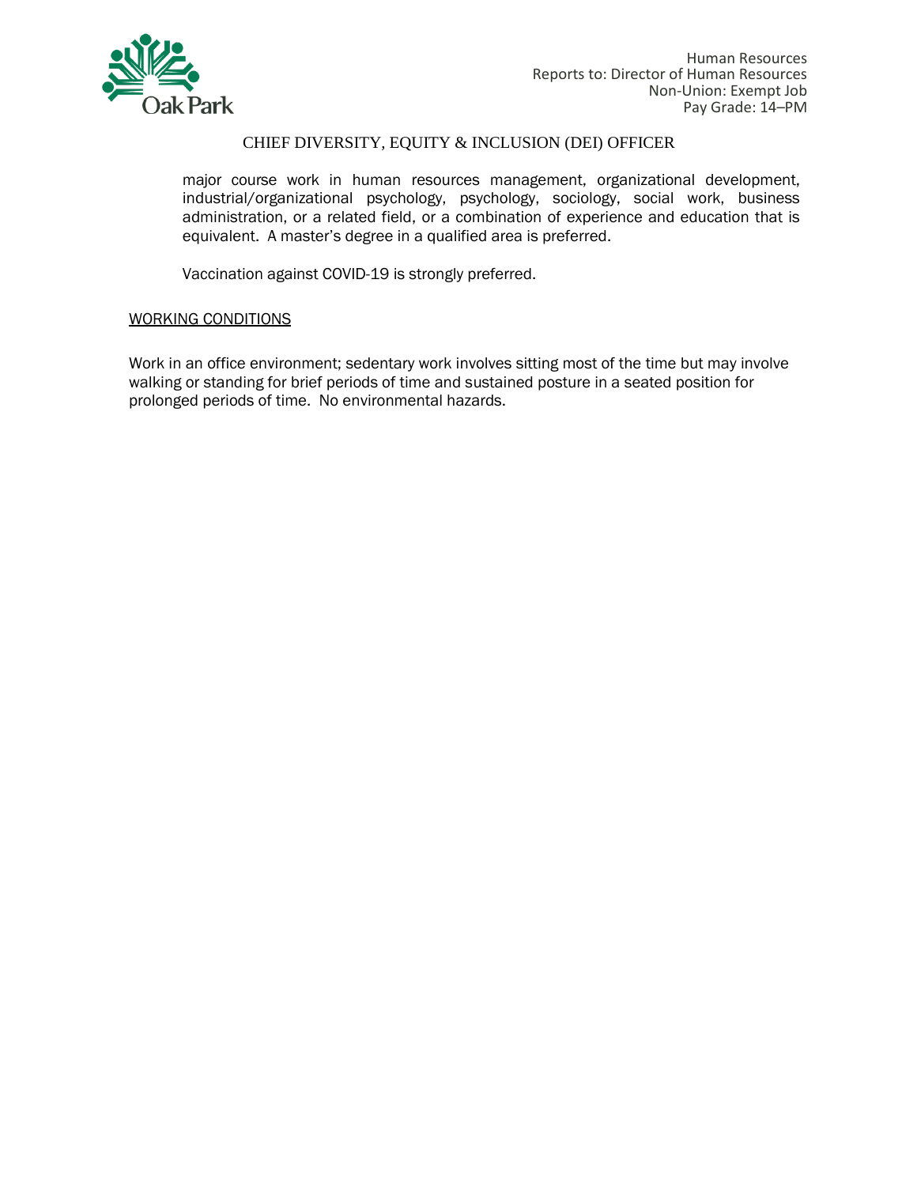major course work in human resources management, organizational development, industrial/organizational psychology, psychology, sociology, social work, business administration, or a related field, or a combination of experience and education that is equivalent. A master's degree in a qualified area is preferred.

Vaccination against COVID-19 is strongly preferred.

## WORKING CONDITIONS

Work in an office environment; sedentary work involves sitting most of the time but may involve walking or standing for brief periods of time and sustained posture in a seated position for prolonged periods of time. No environmental hazards.